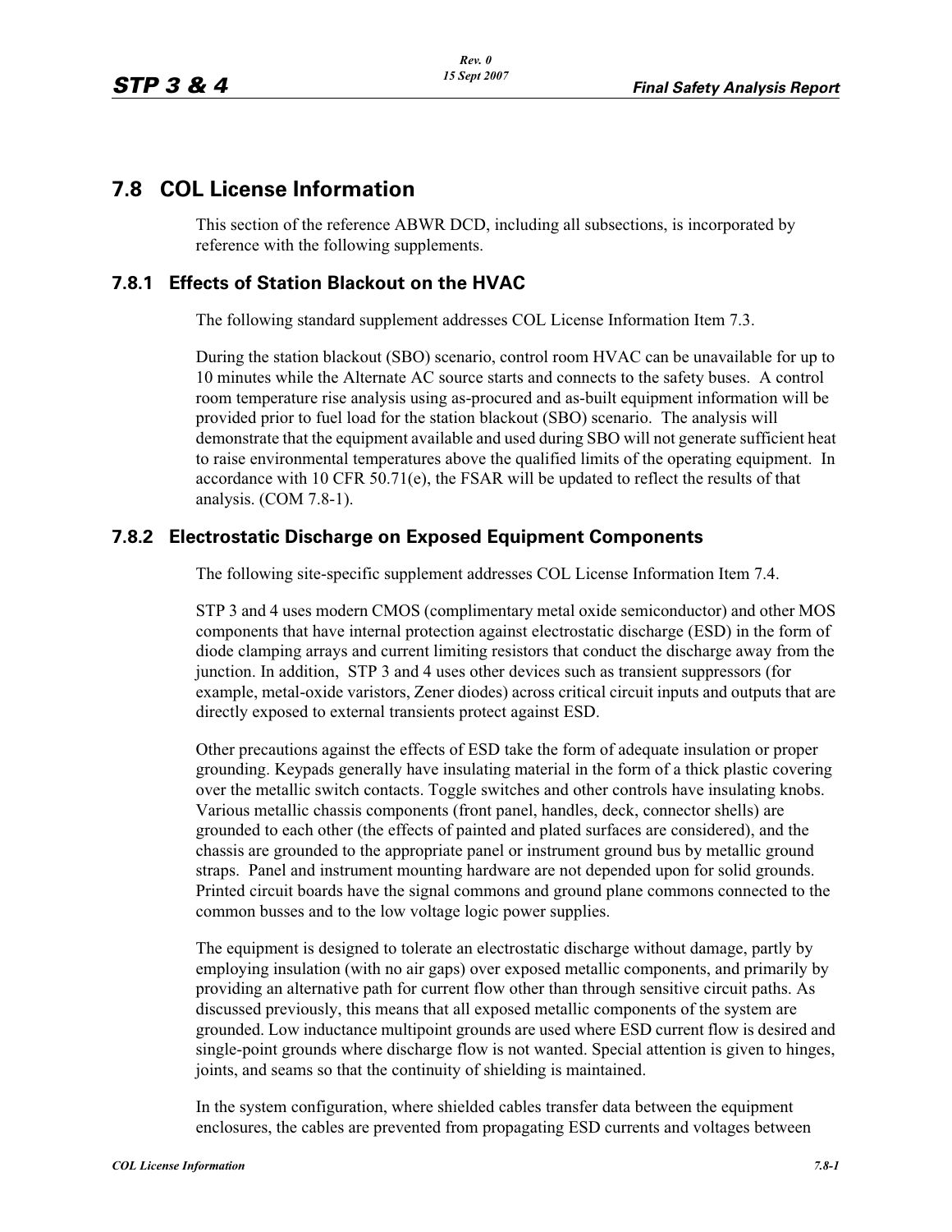# 7.8 COL License Information

This section of the reference ABWR DCD, including all subsections, is incorporated by reference with the following supplements.

## 7.8.1 Effects of Station Blackout on the HVAC

The following standard supplement addresses COL License Information Item 7.3.

During the station blackout (SBO) scenario, control room HVAC can be unavailable for up to 10 minutes while the Alternate AC source starts and connects to the safety buses. A control room temperature rise analysis using as-procured and as-built equipment information will be provided prior to fuel load for the station blackout (SBO) scenario. The analysis will demonstrate that the equipment available and used during SBO will not generate sufficient heat to raise environmental temperatures above the qualified limits of the operating equipment. In accordance with 10 CFR 50.71(e), the FSAR will be updated to reflect the results of that analysis. (COM 7.8-1).

## 7.8.2 Electrostatic Discharge on Exposed Equipment Components

The following site-specific supplement addresses COL License Information Item 7.4.

STP 3 and 4 uses modern CMOS (complimentary metal oxide semiconductor) and other MOS components that have internal protection against electrostatic discharge (ESD) in the form of diode clamping arrays and current limiting resistors that conduct the discharge away from the junction. In addition, STP 3 and 4 uses other devices such as transient suppressors (for example, metal-oxide varistors, Zener diodes) across critical circuit inputs and outputs that are directly exposed to external transients protect against ESD.

Other precautions against the effects of ESD take the form of adequate insulation or proper grounding. Keypads generally have insulating material in the form of a thick plastic covering over the metallic switch contacts. Toggle switches and other controls have insulating knobs. Various metallic chassis components (front panel, handles, deck, connector shells) are grounded to each other (the effects of painted and plated surfaces are considered), and the chassis are grounded to the appropriate panel or instrument ground bus by metallic ground straps. Panel and instrument mounting hardware are not depended upon for solid grounds. Printed circuit boards have the signal commons and ground plane commons connected to the common busses and to the low voltage logic power supplies.

The equipment is designed to tolerate an electrostatic discharge without damage, partly by employing insulation (with no air gaps) over exposed metallic components, and primarily by providing an alternative path for current flow other than through sensitive circuit paths. As discussed previously, this means that all exposed metallic components of the system are grounded. Low inductance multipoint grounds are used where ESD current flow is desired and single-point grounds where discharge flow is not wanted. Special attention is given to hinges, joints, and seams so that the continuity of shielding is maintained.

In the system configuration, where shielded cables transfer data between the equipment enclosures, the cables are prevented from propagating ESD currents and voltages between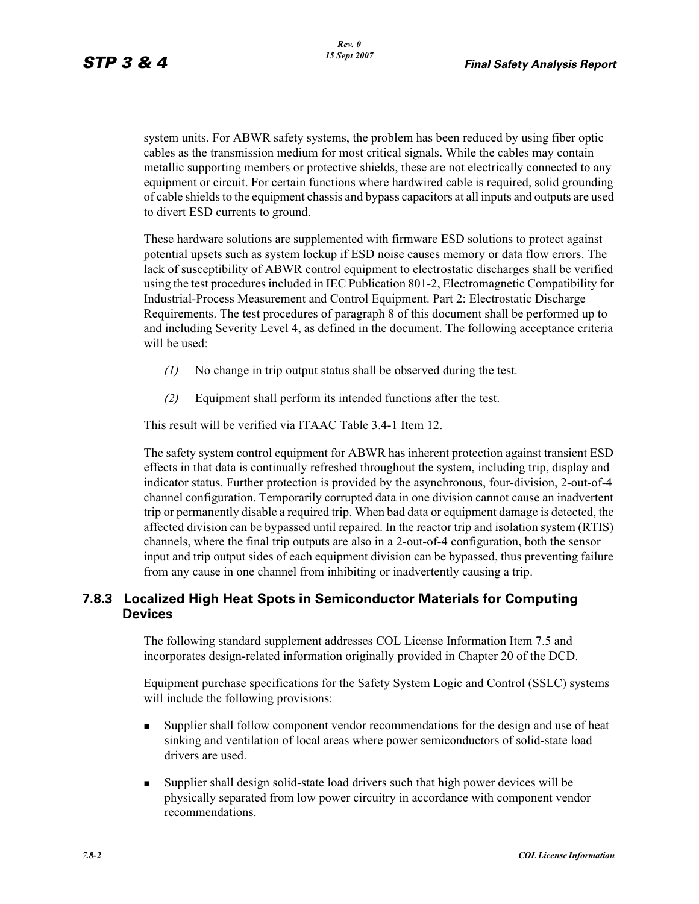system units. For ABWR safety systems, the problem has been reduced by using fiber optic cables as the transmission medium for most critical signals. While the cables may contain metallic supporting members or protective shields, these are not electrically connected to any equipment or circuit. For certain functions where hardwired cable is required, solid grounding of cable shields to the equipment chassis and bypass capacitors at all inputs and outputs are used to divert ESD currents to ground.

These hardware solutions are supplemented with firmware ESD solutions to protect against potential upsets such as system lockup if ESD noise causes memory or data flow errors. The lack of susceptibility of ABWR control equipment to electrostatic discharges shall be verified using the test procedures included in IEC Publication 801-2, Electromagnetic Compatibility for Industrial-Process Measurement and Control Equipment. Part 2: Electrostatic Discharge Requirements. The test procedures of paragraph 8 of this document shall be performed up to and including Severity Level 4, as defined in the document. The following acceptance criteria will be used:

*(1)* No change in trip output status shall be observed during the test.

*(2)* Equipment shall perform its intended functions after the test.

This result will be verified via ITAAC Table 3.4-1 Item 12.

The safety system control equipment for ABWR has inherent protection against transient ESD effects in that data is continually refreshed throughout the system, including trip, display and indicator status. Further protection is provided by the asynchronous, four-division, 2-out-of-4 channel configuration. Temporarily corrupted data in one division cannot cause an inadvertent trip or permanently disable a required trip. When bad data or equipment damage is detected, the affected division can be bypassed until repaired. In the reactor trip and isolation system (RTIS) channels, where the final trip outputs are also in a 2-out-of-4 configuration, both the sensor input and trip output sides of each equipment division can be bypassed, thus preventing failure from any cause in one channel from inhibiting or inadvertently causing a trip.

### 7.8.3 Localized High Heat Spots in Semiconductor Materials for Computing Devices

The following standard supplement addresses COL License Information Item 7.5 and incorporates design-related information originally provided in Chapter 20 of the DCD.

Equipment purchase specifications for the Safety System Logic and Control (SSLC) systems will include the following provisions:

- Supplier shall follow component vendor recommendations for the design and use of heat sinking and ventilation of local areas where power semiconductors of solid-state load drivers are used.
- Supplier shall design solid-state load drivers such that high power devices will be physically separated from low power circuitry in accordance with component vendor recommendations.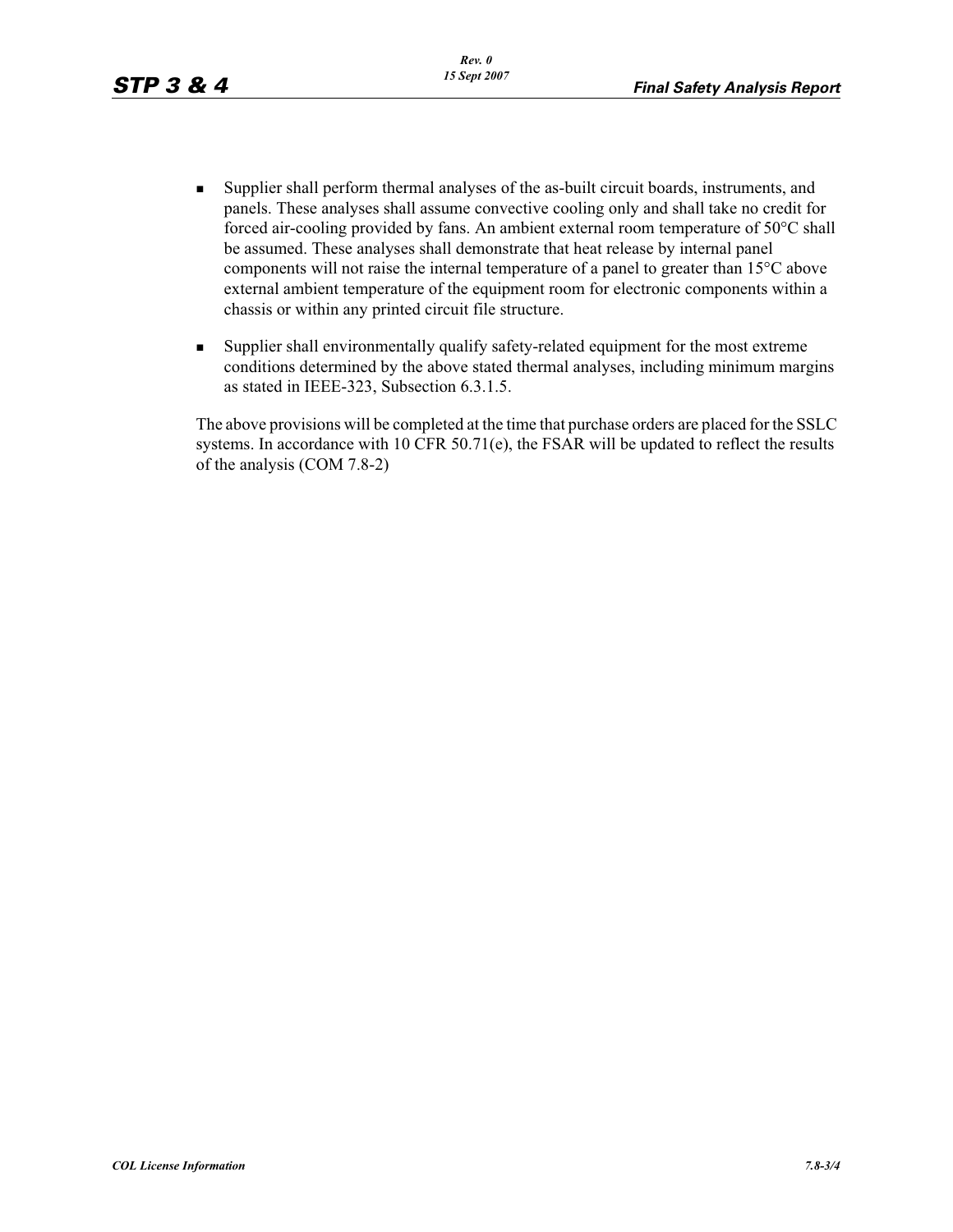- Supplier shall perform thermal analyses of the as-built circuit boards, instruments, and panels. These analyses shall assume convective cooling only and shall take no credit for forced air-cooling provided by fans. An ambient external room temperature of 50°C shall be assumed. These analyses shall demonstrate that heat release by internal panel components will not raise the internal temperature of a panel to greater than 15°C above external ambient temperature of the equipment room for electronic components within a chassis or within any printed circuit file structure.

- Supplier shall environmentally qualify safety-related equipment for the most extreme conditions determined by the above stated thermal analyses, including minimum margins as stated in IEEE-323, Subsection 6.3.1.5.

The above provisions will be completed at the time that purchase orders are placed for the SSLC systems. In accordance with 10 CFR 50.71(e), the FSAR will be updated to reflect the results of the analysis (COM 7.8-2)